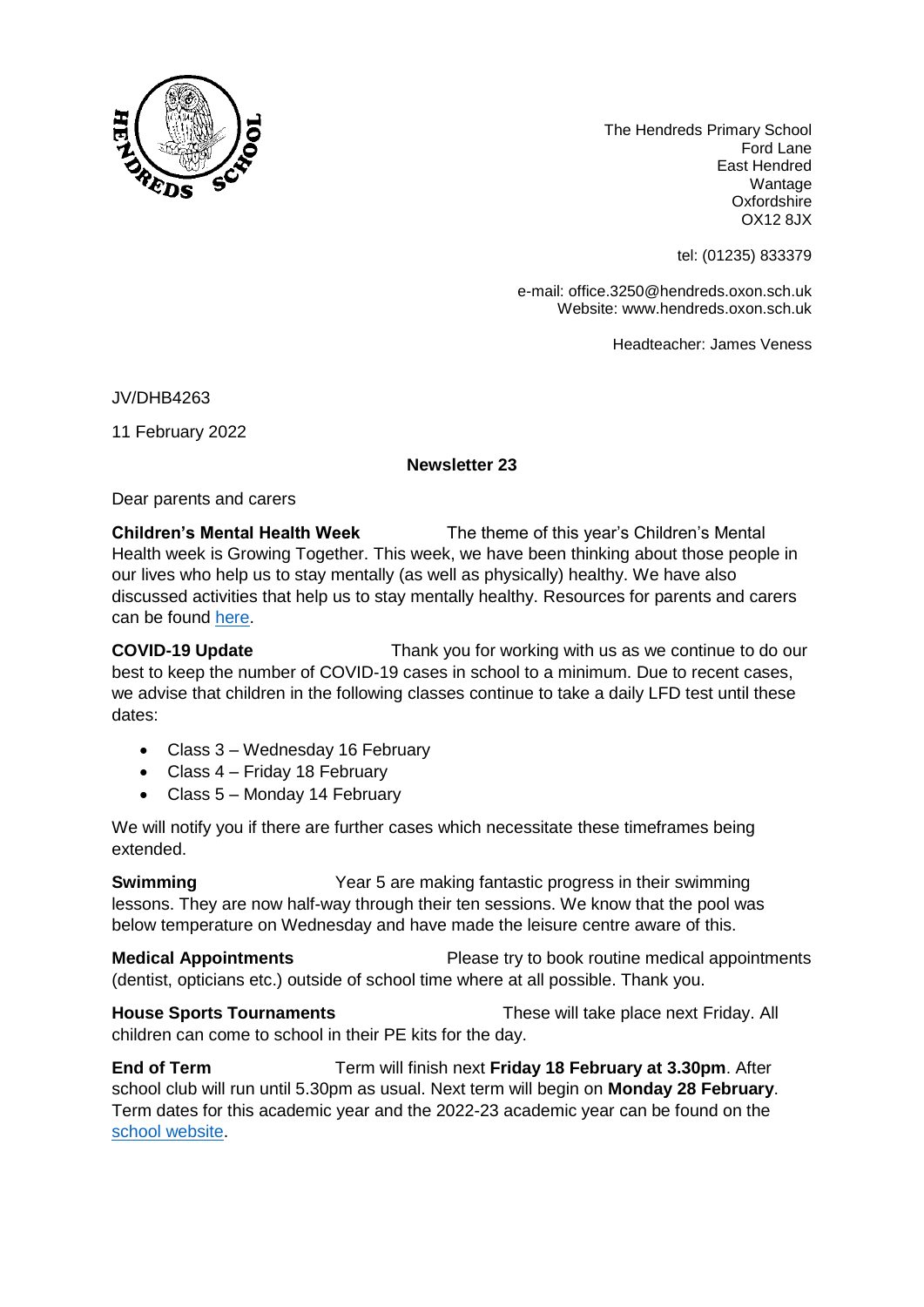The Hendreds Primary School
Ford Lane
East Hendred
Wantage
Oxfordshire
OX12 8JX

tel: (01235) 833379

e-mail: office.3250@hendreds.oxon.sch.uk
Website: www.hendreds.oxon.sch.uk

Headteacher: James Veness

JV/DHB4263

11 February 2022

**Newsletter 23**

Dear parents and carers

**Children's Mental Health Week** The theme of this year's Children's Mental Health week is Growing Together. This week, we have been thinking about those people in our lives who help us to stay mentally (as well as physically) healthy. We have also discussed activities that help us to stay mentally healthy. Resources for parents and carers can be found here.

**COVID-19 Update** Thank you for working with us as we continue to do our best to keep the number of COVID-19 cases in school to a minimum. Due to recent cases, we advise that children in the following classes continue to take a daily LFD test until these dates:

- Class 3 – Wednesday 16 February
- Class 4 – Friday 18 February
- Class 5 – Monday 14 February

We will notify you if there are further cases which necessitate these timeframes being extended.

**Swimming** Year 5 are making fantastic progress in their swimming lessons. They are now half-way through their ten sessions. We know that the pool was below temperature on Wednesday and have made the leisure centre aware of this.

**Medical Appointments** Please try to book routine medical appointments (dentist, opticians etc.) outside of school time where at all possible. Thank you.

**House Sports Tournaments** These will take place next Friday. All children can come to school in their PE kits for the day.

**End of Term** Term will finish next **Friday 18 February at 3.30pm**. After school club will run until 5.30pm as usual. Next term will begin on **Monday 28 February**. Term dates for this academic year and the 2022-23 academic year can be found on the school website.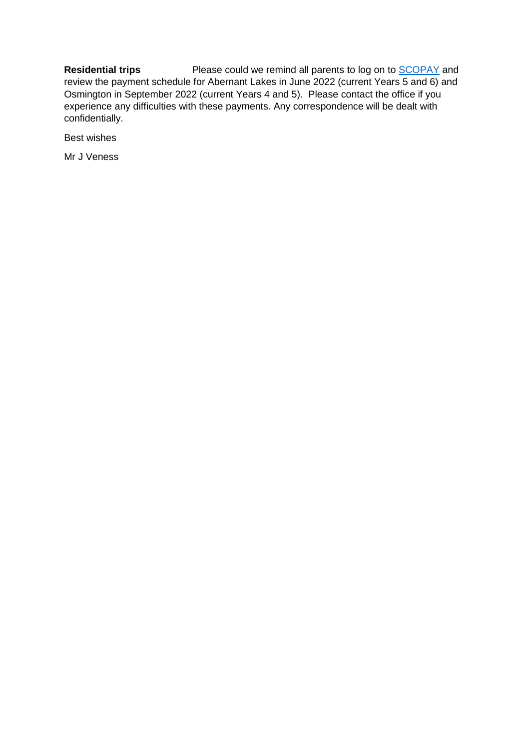**Residential trips** Please could we remind all parents to log on to SCOPAY and review the payment schedule for Abernant Lakes in June 2022 (current Years 5 and 6) and Osmington in September 2022 (current Years 4 and 5). Please contact the office if you experience any difficulties with these payments. Any correspondence will be dealt with confidentially.

Best wishes

Mr J Veness